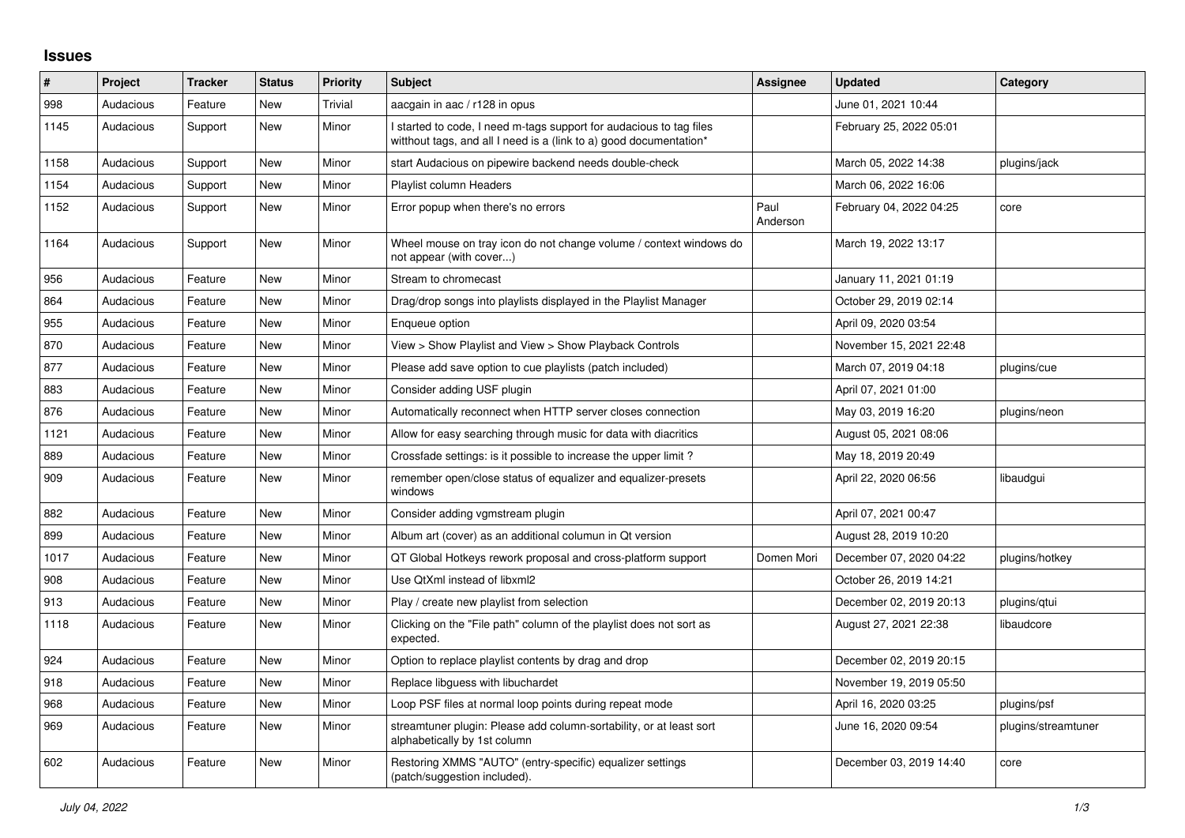## Issues

| # | Project | Tracker | Status | Priority | Subject | Assignee | Updated | Category |
|---|---|---|---|---|---|---|---|---|
| 998 | Audacious | Feature | New | Trivial | aacgain in aac / r128 in opus | | June 01, 2021 10:44 | |
| 1145 | Audacious | Support | New | Minor | I started to code, I need m-tags support for audacious to tag files witthout tags, and all I need is a (link to a) good documentation* | | February 25, 2022 05:01 | |
| 1158 | Audacious | Support | New | Minor | start Audacious on pipewire backend needs double-check | | March 05, 2022 14:38 | plugins/jack |
| 1154 | Audacious | Support | New | Minor | Playlist column Headers | | March 06, 2022 16:06 | |
| 1152 | Audacious | Support | New | Minor | Error popup when there's no errors | Paul Anderson | February 04, 2022 04:25 | core |
| 1164 | Audacious | Support | New | Minor | Wheel mouse on tray icon do not change volume / context windows do not appear (with cover...) | | March 19, 2022 13:17 | |
| 956 | Audacious | Feature | New | Minor | Stream to chromecast | | January 11, 2021 01:19 | |
| 864 | Audacious | Feature | New | Minor | Drag/drop songs into playlists displayed in the Playlist Manager | | October 29, 2019 02:14 | |
| 955 | Audacious | Feature | New | Minor | Enqueue option | | April 09, 2020 03:54 | |
| 870 | Audacious | Feature | New | Minor | View > Show Playlist and View > Show Playback Controls | | November 15, 2021 22:48 | |
| 877 | Audacious | Feature | New | Minor | Please add save option to cue playlists (patch included) | | March 07, 2019 04:18 | plugins/cue |
| 883 | Audacious | Feature | New | Minor | Consider adding USF plugin | | April 07, 2021 01:00 | |
| 876 | Audacious | Feature | New | Minor | Automatically reconnect when HTTP server closes connection | | May 03, 2019 16:20 | plugins/neon |
| 1121 | Audacious | Feature | New | Minor | Allow for easy searching through music for data with diacritics | | August 05, 2021 08:06 | |
| 889 | Audacious | Feature | New | Minor | Crossfade settings: is it possible to increase the upper limit ? | | May 18, 2019 20:49 | |
| 909 | Audacious | Feature | New | Minor | remember open/close status of equalizer and equalizer-presets windows | | April 22, 2020 06:56 | libaudgui |
| 882 | Audacious | Feature | New | Minor | Consider adding vgmstream plugin | | April 07, 2021 00:47 | |
| 899 | Audacious | Feature | New | Minor | Album art (cover) as an additional columun in Qt version | | August 28, 2019 10:20 | |
| 1017 | Audacious | Feature | New | Minor | QT Global Hotkeys rework proposal and cross-platform support | Domen Mori | December 07, 2020 04:22 | plugins/hotkey |
| 908 | Audacious | Feature | New | Minor | Use QtXml instead of libxml2 | | October 26, 2019 14:21 | |
| 913 | Audacious | Feature | New | Minor | Play / create new playlist from selection | | December 02, 2019 20:13 | plugins/qtui |
| 1118 | Audacious | Feature | New | Minor | Clicking on the "File path" column of the playlist does not sort as expected. | | August 27, 2021 22:38 | libaudcore |
| 924 | Audacious | Feature | New | Minor | Option to replace playlist contents by drag and drop | | December 02, 2019 20:15 | |
| 918 | Audacious | Feature | New | Minor | Replace libguess with libuchardet | | November 19, 2019 05:50 | |
| 968 | Audacious | Feature | New | Minor | Loop PSF files at normal loop points during repeat mode | | April 16, 2020 03:25 | plugins/psf |
| 969 | Audacious | Feature | New | Minor | streamtuner plugin: Please add column-sortability, or at least sort alphabetically by 1st column | | June 16, 2020 09:54 | plugins/streamtuner |
| 602 | Audacious | Feature | New | Minor | Restoring XMMS "AUTO" (entry-specific) equalizer settings (patch/suggestion included). | | December 03, 2019 14:40 | core |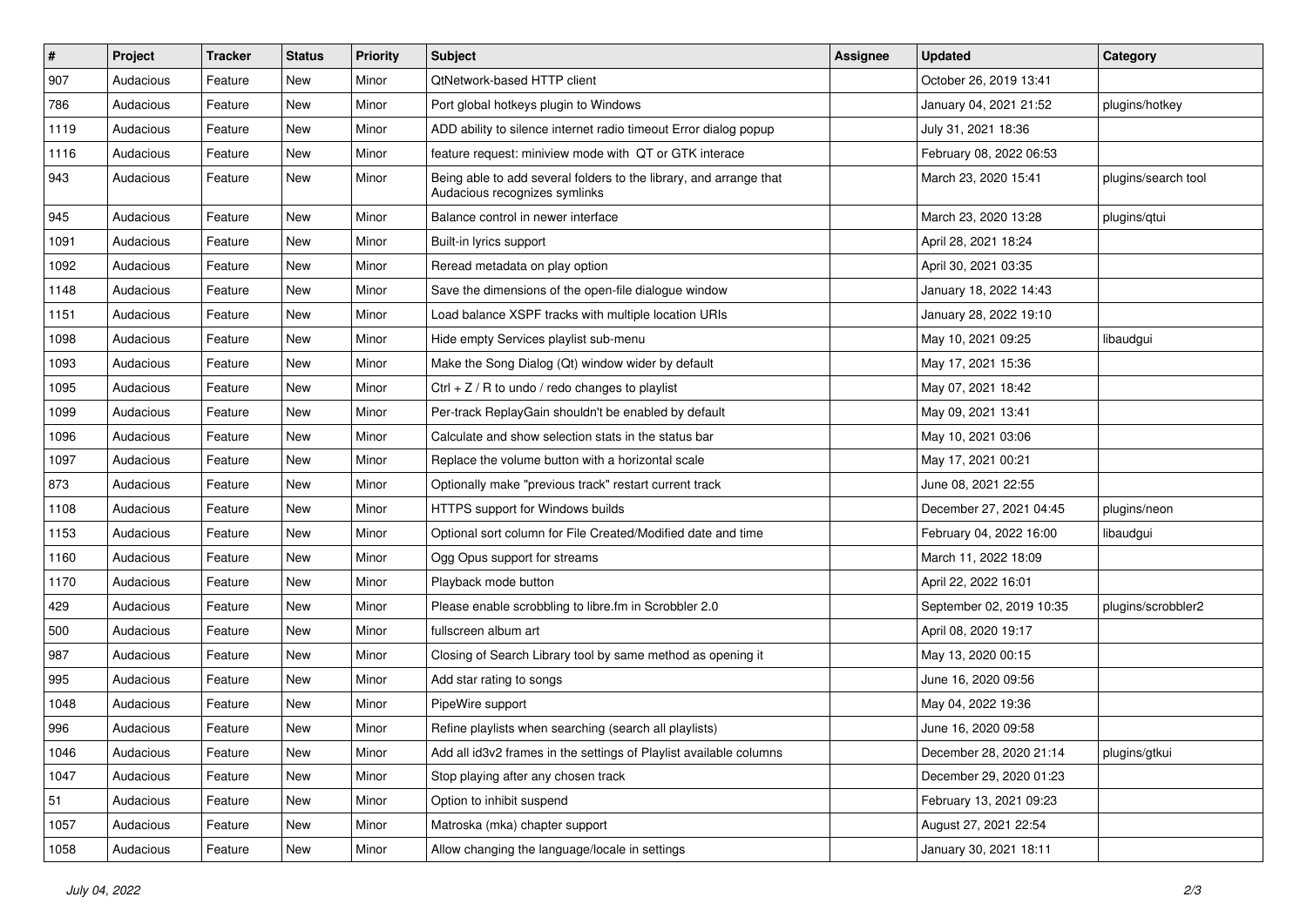| # | Project | Tracker | Status | Priority | Subject | Assignee | Updated | Category |
|---|---|---|---|---|---|---|---|---|
| 907 | Audacious | Feature | New | Minor | QtNetwork-based HTTP client | | October 26, 2019 13:41 | |
| 786 | Audacious | Feature | New | Minor | Port global hotkeys plugin to Windows | | January 04, 2021 21:52 | plugins/hotkey |
| 1119 | Audacious | Feature | New | Minor | ADD ability to silence internet radio timeout Error dialog popup | | July 31, 2021 18:36 | |
| 1116 | Audacious | Feature | New | Minor | feature request: miniview mode with QT or GTK interace | | February 08, 2022 06:53 | |
| 943 | Audacious | Feature | New | Minor | Being able to add several folders to the library, and arrange that Audacious recognizes symlinks | | March 23, 2020 15:41 | plugins/search tool |
| 945 | Audacious | Feature | New | Minor | Balance control in newer interface | | March 23, 2020 13:28 | plugins/qtui |
| 1091 | Audacious | Feature | New | Minor | Built-in lyrics support | | April 28, 2021 18:24 | |
| 1092 | Audacious | Feature | New | Minor | Reread metadata on play option | | April 30, 2021 03:35 | |
| 1148 | Audacious | Feature | New | Minor | Save the dimensions of the open-file dialogue window | | January 18, 2022 14:43 | |
| 1151 | Audacious | Feature | New | Minor | Load balance XSPF tracks with multiple location URIs | | January 28, 2022 19:10 | |
| 1098 | Audacious | Feature | New | Minor | Hide empty Services playlist sub-menu | | May 10, 2021 09:25 | libaudgui |
| 1093 | Audacious | Feature | New | Minor | Make the Song Dialog (Qt) window wider by default | | May 17, 2021 15:36 | |
| 1095 | Audacious | Feature | New | Minor | Ctrl + Z / R to undo / redo changes to playlist | | May 07, 2021 18:42 | |
| 1099 | Audacious | Feature | New | Minor | Per-track ReplayGain shouldn't be enabled by default | | May 09, 2021 13:41 | |
| 1096 | Audacious | Feature | New | Minor | Calculate and show selection stats in the status bar | | May 10, 2021 03:06 | |
| 1097 | Audacious | Feature | New | Minor | Replace the volume button with a horizontal scale | | May 17, 2021 00:21 | |
| 873 | Audacious | Feature | New | Minor | Optionally make "previous track" restart current track | | June 08, 2021 22:55 | |
| 1108 | Audacious | Feature | New | Minor | HTTPS support for Windows builds | | December 27, 2021 04:45 | plugins/neon |
| 1153 | Audacious | Feature | New | Minor | Optional sort column for File Created/Modified date and time | | February 04, 2022 16:00 | libaudgui |
| 1160 | Audacious | Feature | New | Minor | Ogg Opus support for streams | | March 11, 2022 18:09 | |
| 1170 | Audacious | Feature | New | Minor | Playback mode button | | April 22, 2022 16:01 | |
| 429 | Audacious | Feature | New | Minor | Please enable scrobbling to libre.fm in Scrobbler 2.0 | | September 02, 2019 10:35 | plugins/scrobbler2 |
| 500 | Audacious | Feature | New | Minor | fullscreen album art | | April 08, 2020 19:17 | |
| 987 | Audacious | Feature | New | Minor | Closing of Search Library tool by same method as opening it | | May 13, 2020 00:15 | |
| 995 | Audacious | Feature | New | Minor | Add star rating to songs | | June 16, 2020 09:56 | |
| 1048 | Audacious | Feature | New | Minor | PipeWire support | | May 04, 2022 19:36 | |
| 996 | Audacious | Feature | New | Minor | Refine playlists when searching (search all playlists) | | June 16, 2020 09:58 | |
| 1046 | Audacious | Feature | New | Minor | Add all id3v2 frames in the settings of Playlist available columns | | December 28, 2020 21:14 | plugins/gtkui |
| 1047 | Audacious | Feature | New | Minor | Stop playing after any chosen track | | December 29, 2020 01:23 | |
| 51 | Audacious | Feature | New | Minor | Option to inhibit suspend | | February 13, 2021 09:23 | |
| 1057 | Audacious | Feature | New | Minor | Matroska (mka) chapter support | | August 27, 2021 22:54 | |
| 1058 | Audacious | Feature | New | Minor | Allow changing the language/locale in settings | | January 30, 2021 18:11 | |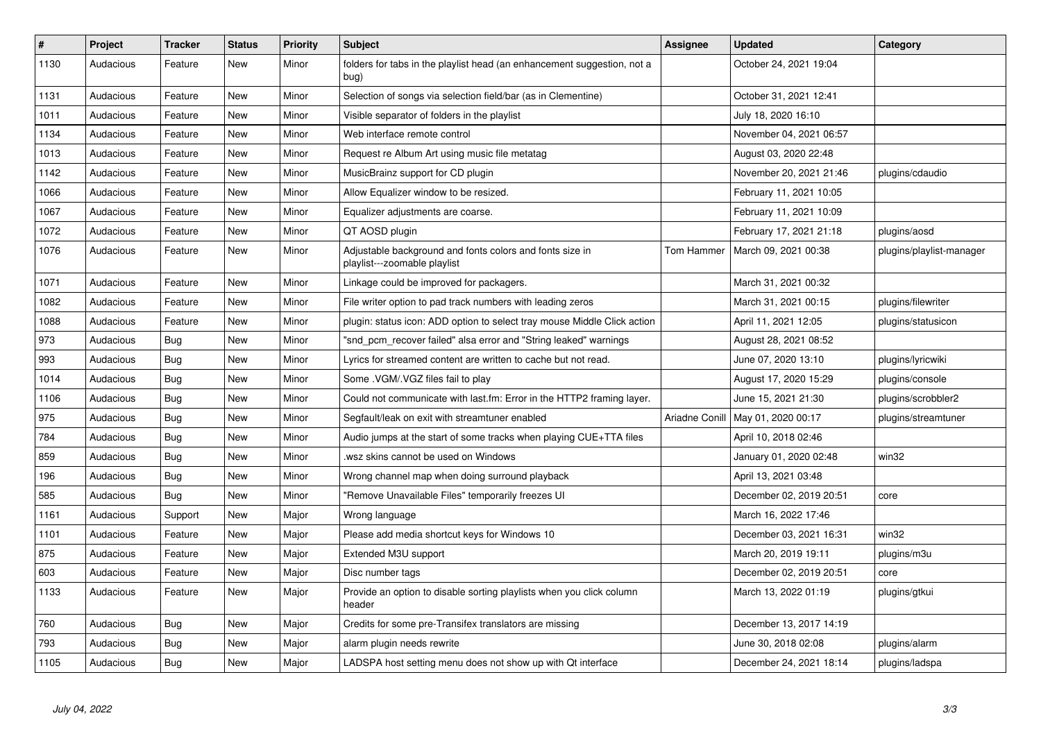| # | Project | Tracker | Status | Priority | Subject | Assignee | Updated | Category |
|---|---|---|---|---|---|---|---|---|
| 1130 | Audacious | Feature | New | Minor | folders for tabs in the playlist head (an enhancement suggestion, not a bug) | | October 24, 2021 19:04 | |
| 1131 | Audacious | Feature | New | Minor | Selection of songs via selection field/bar (as in Clementine) | | October 31, 2021 12:41 | |
| 1011 | Audacious | Feature | New | Minor | Visible separator of folders in the playlist | | July 18, 2020 16:10 | |
| 1134 | Audacious | Feature | New | Minor | Web interface remote control | | November 04, 2021 06:57 | |
| 1013 | Audacious | Feature | New | Minor | Request re Album Art using music file metatag | | August 03, 2020 22:48 | |
| 1142 | Audacious | Feature | New | Minor | MusicBrainz support for CD plugin | | November 20, 2021 21:46 | plugins/cdaudio |
| 1066 | Audacious | Feature | New | Minor | Allow Equalizer window to be resized. | | February 11, 2021 10:05 | |
| 1067 | Audacious | Feature | New | Minor | Equalizer adjustments are coarse. | | February 11, 2021 10:09 | |
| 1072 | Audacious | Feature | New | Minor | QT AOSD plugin | | February 17, 2021 21:18 | plugins/aosd |
| 1076 | Audacious | Feature | New | Minor | Adjustable background and fonts colors and fonts size in playlist---zoomable playlist | Tom Hammer | March 09, 2021 00:38 | plugins/playlist-manager |
| 1071 | Audacious | Feature | New | Minor | Linkage could be improved for packagers. | | March 31, 2021 00:32 | |
| 1082 | Audacious | Feature | New | Minor | File writer option to pad track numbers with leading zeros | | March 31, 2021 00:15 | plugins/filewriter |
| 1088 | Audacious | Feature | New | Minor | plugin: status icon: ADD option to select tray mouse Middle Click action | | April 11, 2021 12:05 | plugins/statusicon |
| 973 | Audacious | Bug | New | Minor | "snd_pcm_recover failed" alsa error and "String leaked" warnings | | August 28, 2021 08:52 | |
| 993 | Audacious | Bug | New | Minor | Lyrics for streamed content are written to cache but not read. | | June 07, 2020 13:10 | plugins/lyricwiki |
| 1014 | Audacious | Bug | New | Minor | Some .VGM/.VGZ files fail to play | | August 17, 2020 15:29 | plugins/console |
| 1106 | Audacious | Bug | New | Minor | Could not communicate with last.fm: Error in the HTTP2 framing layer. | | June 15, 2021 21:30 | plugins/scrobbler2 |
| 975 | Audacious | Bug | New | Minor | Segfault/leak on exit with streamtuner enabled | Ariadne Conill | May 01, 2020 00:17 | plugins/streamtuner |
| 784 | Audacious | Bug | New | Minor | Audio jumps at the start of some tracks when playing CUE+TTA files | | April 10, 2018 02:46 | |
| 859 | Audacious | Bug | New | Minor | .wsz skins cannot be used on Windows | | January 01, 2020 02:48 | win32 |
| 196 | Audacious | Bug | New | Minor | Wrong channel map when doing surround playback | | April 13, 2021 03:48 | |
| 585 | Audacious | Bug | New | Minor | "Remove Unavailable Files" temporarily freezes UI | | December 02, 2019 20:51 | core |
| 1161 | Audacious | Support | New | Major | Wrong language | | March 16, 2022 17:46 | |
| 1101 | Audacious | Feature | New | Major | Please add media shortcut keys for Windows 10 | | December 03, 2021 16:31 | win32 |
| 875 | Audacious | Feature | New | Major | Extended M3U support | | March 20, 2019 19:11 | plugins/m3u |
| 603 | Audacious | Feature | New | Major | Disc number tags | | December 02, 2019 20:51 | core |
| 1133 | Audacious | Feature | New | Major | Provide an option to disable sorting playlists when you click column header | | March 13, 2022 01:19 | plugins/gtkui |
| 760 | Audacious | Bug | New | Major | Credits for some pre-Transifex translators are missing | | December 13, 2017 14:19 | |
| 793 | Audacious | Bug | New | Major | alarm plugin needs rewrite | | June 30, 2018 02:08 | plugins/alarm |
| 1105 | Audacious | Bug | New | Major | LADSPA host setting menu does not show up with Qt interface | | December 24, 2021 18:14 | plugins/ladspa |